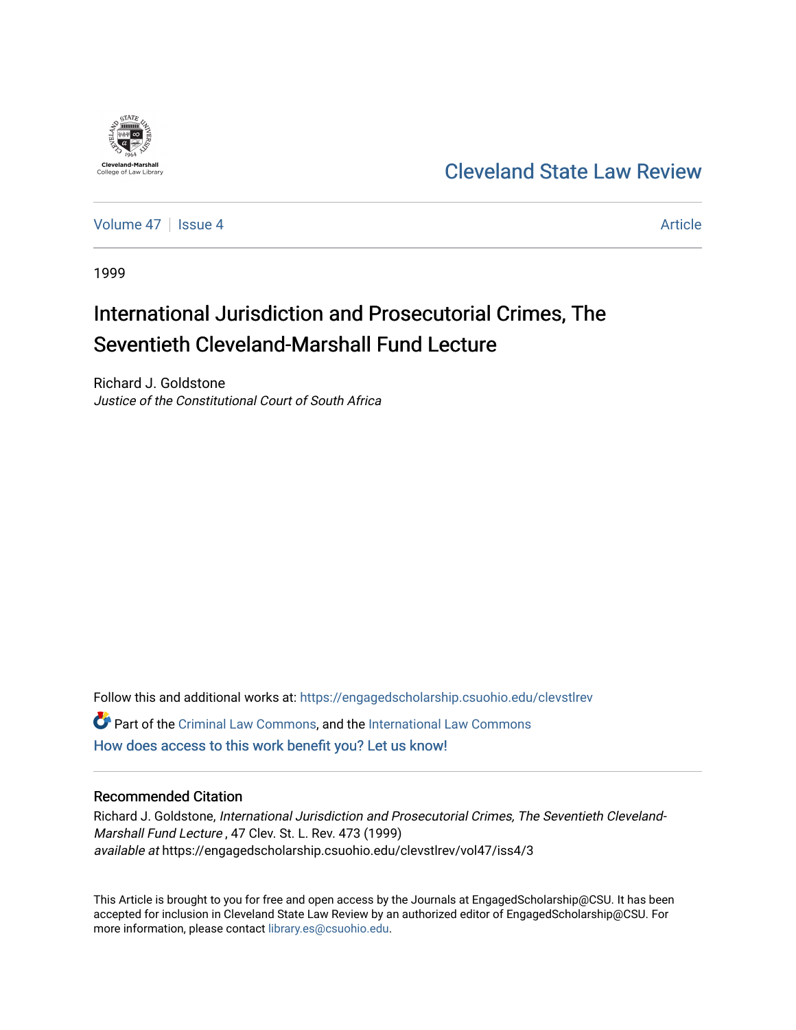Cleveland-Marshall College of Law Library

# Cleveland State Law Review

Volume 47 | Issue 4 | Article

1999

## International Jurisdiction and Prosecutorial Crimes, The Seventieth Cleveland-Marshall Fund Lecture

Richard J. Goldstone
*Justice of the Constitutional Court of South Africa*

Follow this and additional works at: https://engagedscholarship.csuohio.edu/clevstlrev

Part of the Criminal Law Commons, and the International Law Commons

How does access to this work benefit you? Let us know!

### Recommended Citation

Richard J. Goldstone, *International Jurisdiction and Prosecutorial Crimes, The Seventieth Cleveland-Marshall Fund Lecture* , 47 Clev. St. L. Rev. 473 (1999)
*available at* https://engagedscholarship.csuohio.edu/clevstlrev/vol47/iss4/3

This Article is brought to you for free and open access by the Journals at EngagedScholarship@CSU. It has been accepted for inclusion in Cleveland State Law Review by an authorized editor of EngagedScholarship@CSU. For more information, please contact library.es@csuohio.edu.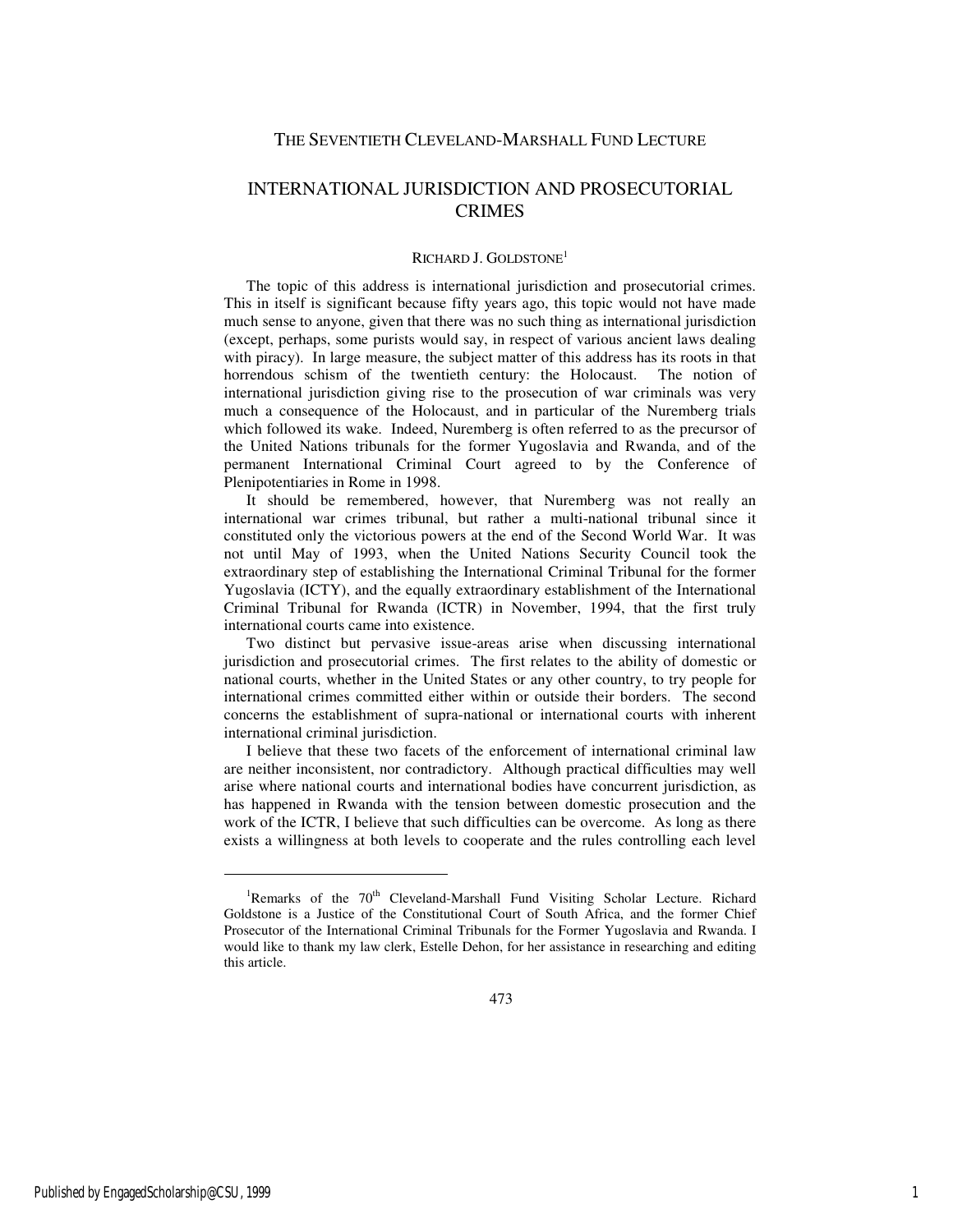THE SEVENTIETH CLEVELAND-MARSHALL FUND LECTURE

# INTERNATIONAL JURISDICTION AND PROSECUTORIAL CRIMES

RICHARD J. GOLDSTONE[1]

The topic of this address is international jurisdiction and prosecutorial crimes. This in itself is significant because fifty years ago, this topic would not have made much sense to anyone, given that there was no such thing as international jurisdiction (except, perhaps, some purists would say, in respect of various ancient laws dealing with piracy). In large measure, the subject matter of this address has its roots in that horrendous schism of the twentieth century: the Holocaust. The notion of international jurisdiction giving rise to the prosecution of war criminals was very much a consequence of the Holocaust, and in particular of the Nuremberg trials which followed its wake. Indeed, Nuremberg is often referred to as the precursor of the United Nations tribunals for the former Yugoslavia and Rwanda, and of the permanent International Criminal Court agreed to by the Conference of Plenipotentiaries in Rome in 1998.

It should be remembered, however, that Nuremberg was not really an international war crimes tribunal, but rather a multi-national tribunal since it constituted only the victorious powers at the end of the Second World War. It was not until May of 1993, when the United Nations Security Council took the extraordinary step of establishing the International Criminal Tribunal for the former Yugoslavia (ICTY), and the equally extraordinary establishment of the International Criminal Tribunal for Rwanda (ICTR) in November, 1994, that the first truly international courts came into existence.

Two distinct but pervasive issue-areas arise when discussing international jurisdiction and prosecutorial crimes. The first relates to the ability of domestic or national courts, whether in the United States or any other country, to try people for international crimes committed either within or outside their borders. The second concerns the establishment of supra-national or international courts with inherent international criminal jurisdiction.

I believe that these two facets of the enforcement of international criminal law are neither inconsistent, nor contradictory. Although practical difficulties may well arise where national courts and international bodies have concurrent jurisdiction, as has happened in Rwanda with the tension between domestic prosecution and the work of the ICTR, I believe that such difficulties can be overcome. As long as there exists a willingness at both levels to cooperate and the rules controlling each level

[1]Remarks of the 70th Cleveland-Marshall Fund Visiting Scholar Lecture. Richard Goldstone is a Justice of the Constitutional Court of South Africa, and the former Chief Prosecutor of the International Criminal Tribunals for the Former Yugoslavia and Rwanda. I would like to thank my law clerk, Estelle Dehon, for her assistance in researching and editing this article.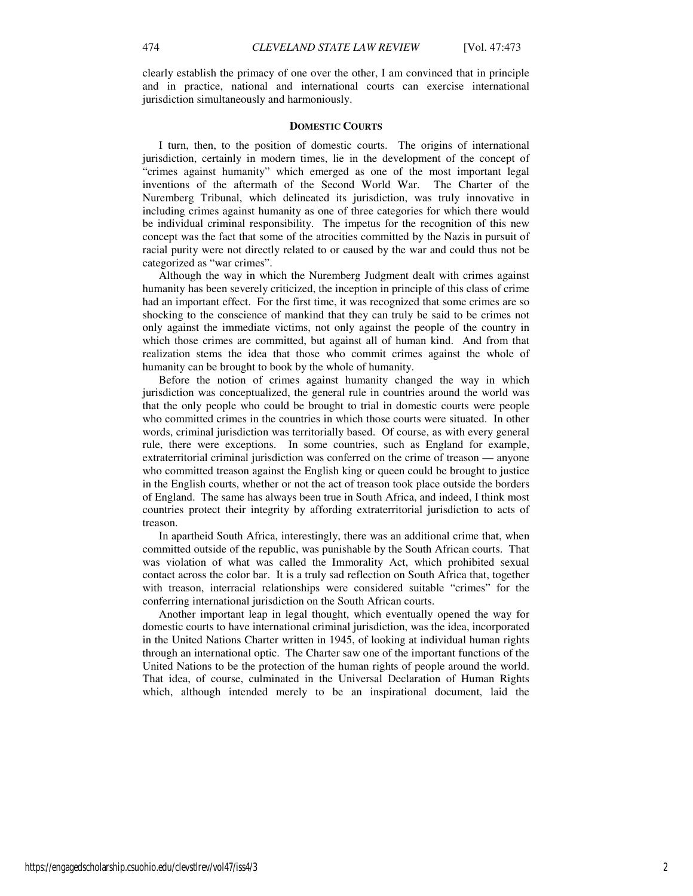clearly establish the primacy of one over the other, I am convinced that in principle and in practice, national and international courts can exercise international jurisdiction simultaneously and harmoniously.

## DOMESTIC COURTS

I turn, then, to the position of domestic courts. The origins of international jurisdiction, certainly in modern times, lie in the development of the concept of "crimes against humanity" which emerged as one of the most important legal inventions of the aftermath of the Second World War. The Charter of the Nuremberg Tribunal, which delineated its jurisdiction, was truly innovative in including crimes against humanity as one of three categories for which there would be individual criminal responsibility. The impetus for the recognition of this new concept was the fact that some of the atrocities committed by the Nazis in pursuit of racial purity were not directly related to or caused by the war and could thus not be categorized as "war crimes".

Although the way in which the Nuremberg Judgment dealt with crimes against humanity has been severely criticized, the inception in principle of this class of crime had an important effect. For the first time, it was recognized that some crimes are so shocking to the conscience of mankind that they can truly be said to be crimes not only against the immediate victims, not only against the people of the country in which those crimes are committed, but against all of human kind. And from that realization stems the idea that those who commit crimes against the whole of humanity can be brought to book by the whole of humanity.

Before the notion of crimes against humanity changed the way in which jurisdiction was conceptualized, the general rule in countries around the world was that the only people who could be brought to trial in domestic courts were people who committed crimes in the countries in which those courts were situated. In other words, criminal jurisdiction was territorially based. Of course, as with every general rule, there were exceptions. In some countries, such as England for example, extraterritorial criminal jurisdiction was conferred on the crime of treason — anyone who committed treason against the English king or queen could be brought to justice in the English courts, whether or not the act of treason took place outside the borders of England. The same has always been true in South Africa, and indeed, I think most countries protect their integrity by affording extraterritorial jurisdiction to acts of treason.

In apartheid South Africa, interestingly, there was an additional crime that, when committed outside of the republic, was punishable by the South African courts. That was violation of what was called the Immorality Act, which prohibited sexual contact across the color bar. It is a truly sad reflection on South Africa that, together with treason, interracial relationships were considered suitable "crimes" for the conferring international jurisdiction on the South African courts.

Another important leap in legal thought, which eventually opened the way for domestic courts to have international criminal jurisdiction, was the idea, incorporated in the United Nations Charter written in 1945, of looking at individual human rights through an international optic. The Charter saw one of the important functions of the United Nations to be the protection of the human rights of people around the world. That idea, of course, culminated in the Universal Declaration of Human Rights which, although intended merely to be an inspirational document, laid the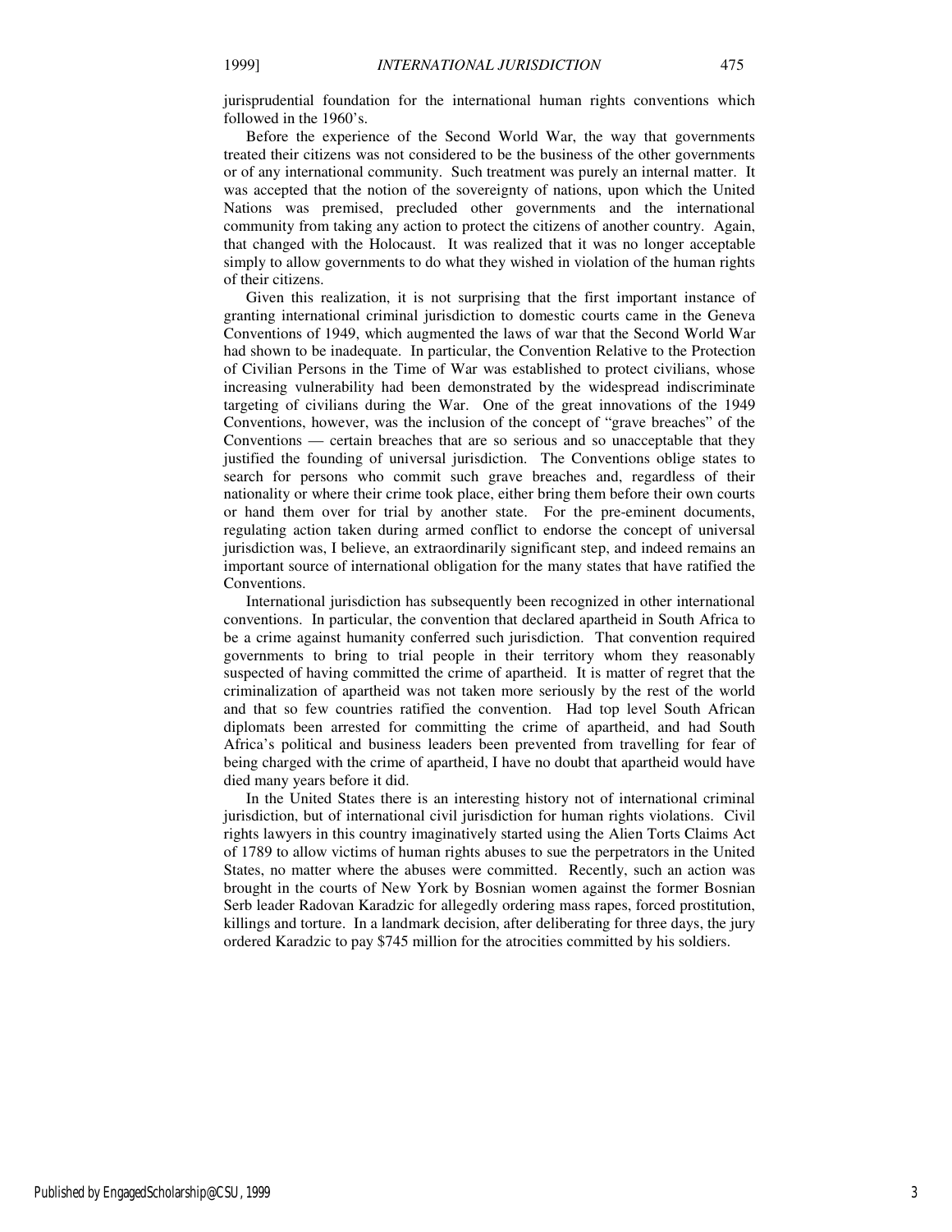jurisprudential foundation for the international human rights conventions which followed in the 1960's.

Before the experience of the Second World War, the way that governments treated their citizens was not considered to be the business of the other governments or of any international community. Such treatment was purely an internal matter. It was accepted that the notion of the sovereignty of nations, upon which the United Nations was premised, precluded other governments and the international community from taking any action to protect the citizens of another country. Again, that changed with the Holocaust. It was realized that it was no longer acceptable simply to allow governments to do what they wished in violation of the human rights of their citizens.

Given this realization, it is not surprising that the first important instance of granting international criminal jurisdiction to domestic courts came in the Geneva Conventions of 1949, which augmented the laws of war that the Second World War had shown to be inadequate. In particular, the Convention Relative to the Protection of Civilian Persons in the Time of War was established to protect civilians, whose increasing vulnerability had been demonstrated by the widespread indiscriminate targeting of civilians during the War. One of the great innovations of the 1949 Conventions, however, was the inclusion of the concept of "grave breaches" of the Conventions — certain breaches that are so serious and so unacceptable that they justified the founding of universal jurisdiction. The Conventions oblige states to search for persons who commit such grave breaches and, regardless of their nationality or where their crime took place, either bring them before their own courts or hand them over for trial by another state. For the pre-eminent documents, regulating action taken during armed conflict to endorse the concept of universal jurisdiction was, I believe, an extraordinarily significant step, and indeed remains an important source of international obligation for the many states that have ratified the Conventions.

International jurisdiction has subsequently been recognized in other international conventions. In particular, the convention that declared apartheid in South Africa to be a crime against humanity conferred such jurisdiction. That convention required governments to bring to trial people in their territory whom they reasonably suspected of having committed the crime of apartheid. It is matter of regret that the criminalization of apartheid was not taken more seriously by the rest of the world and that so few countries ratified the convention. Had top level South African diplomats been arrested for committing the crime of apartheid, and had South Africa's political and business leaders been prevented from travelling for fear of being charged with the crime of apartheid, I have no doubt that apartheid would have died many years before it did.

In the United States there is an interesting history not of international criminal jurisdiction, but of international civil jurisdiction for human rights violations. Civil rights lawyers in this country imaginatively started using the Alien Torts Claims Act of 1789 to allow victims of human rights abuses to sue the perpetrators in the United States, no matter where the abuses were committed. Recently, such an action was brought in the courts of New York by Bosnian women against the former Bosnian Serb leader Radovan Karadzic for allegedly ordering mass rapes, forced prostitution, killings and torture. In a landmark decision, after deliberating for three days, the jury ordered Karadzic to pay $745 million for the atrocities committed by his soldiers.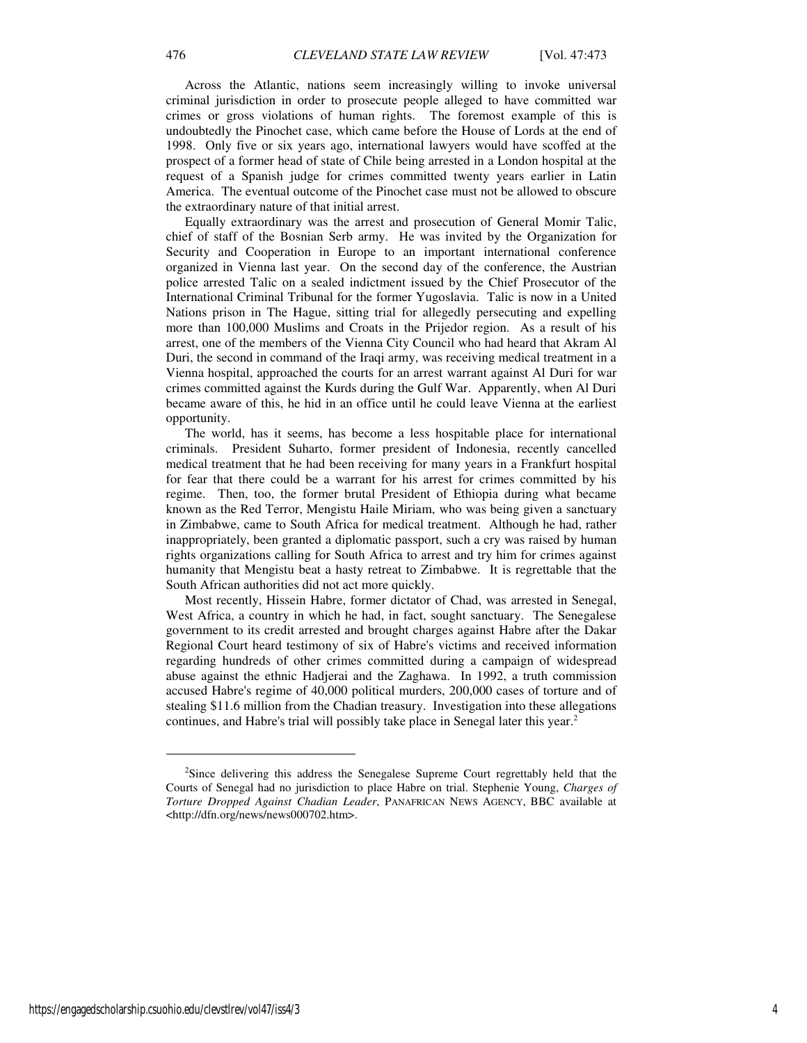Across the Atlantic, nations seem increasingly willing to invoke universal criminal jurisdiction in order to prosecute people alleged to have committed war crimes or gross violations of human rights. The foremost example of this is undoubtedly the Pinochet case, which came before the House of Lords at the end of 1998. Only five or six years ago, international lawyers would have scoffed at the prospect of a former head of state of Chile being arrested in a London hospital at the request of a Spanish judge for crimes committed twenty years earlier in Latin America. The eventual outcome of the Pinochet case must not be allowed to obscure the extraordinary nature of that initial arrest.

Equally extraordinary was the arrest and prosecution of General Momir Talic, chief of staff of the Bosnian Serb army. He was invited by the Organization for Security and Cooperation in Europe to an important international conference organized in Vienna last year. On the second day of the conference, the Austrian police arrested Talic on a sealed indictment issued by the Chief Prosecutor of the International Criminal Tribunal for the former Yugoslavia. Talic is now in a United Nations prison in The Hague, sitting trial for allegedly persecuting and expelling more than 100,000 Muslims and Croats in the Prijedor region. As a result of his arrest, one of the members of the Vienna City Council who had heard that Akram Al Duri, the second in command of the Iraqi army, was receiving medical treatment in a Vienna hospital, approached the courts for an arrest warrant against Al Duri for war crimes committed against the Kurds during the Gulf War. Apparently, when Al Duri became aware of this, he hid in an office until he could leave Vienna at the earliest opportunity.

The world, has it seems, has become a less hospitable place for international criminals. President Suharto, former president of Indonesia, recently cancelled medical treatment that he had been receiving for many years in a Frankfurt hospital for fear that there could be a warrant for his arrest for crimes committed by his regime. Then, too, the former brutal President of Ethiopia during what became known as the Red Terror, Mengistu Haile Miriam, who was being given a sanctuary in Zimbabwe, came to South Africa for medical treatment. Although he had, rather inappropriately, been granted a diplomatic passport, such a cry was raised by human rights organizations calling for South Africa to arrest and try him for crimes against humanity that Mengistu beat a hasty retreat to Zimbabwe. It is regrettable that the South African authorities did not act more quickly.

Most recently, Hissein Habre, former dictator of Chad, was arrested in Senegal, West Africa, a country in which he had, in fact, sought sanctuary. The Senegalese government to its credit arrested and brought charges against Habre after the Dakar Regional Court heard testimony of six of Habre's victims and received information regarding hundreds of other crimes committed during a campaign of widespread abuse against the ethnic Hadjerai and the Zaghawa. In 1992, a truth commission accused Habre's regime of 40,000 political murders, 200,000 cases of torture and of stealing $11.6 million from the Chadian treasury. Investigation into these allegations continues, and Habre's trial will possibly take place in Senegal later this year.[2]

---

[2]Since delivering this address the Senegalese Supreme Court regrettably held that the Courts of Senegal had no jurisdiction to place Habre on trial. Stephenie Young, *Charges of Torture Dropped Against Chadian Leader*, PANAFRICAN NEWS AGENCY, BBC available at <http://dfn.org/news/news000702.htm>.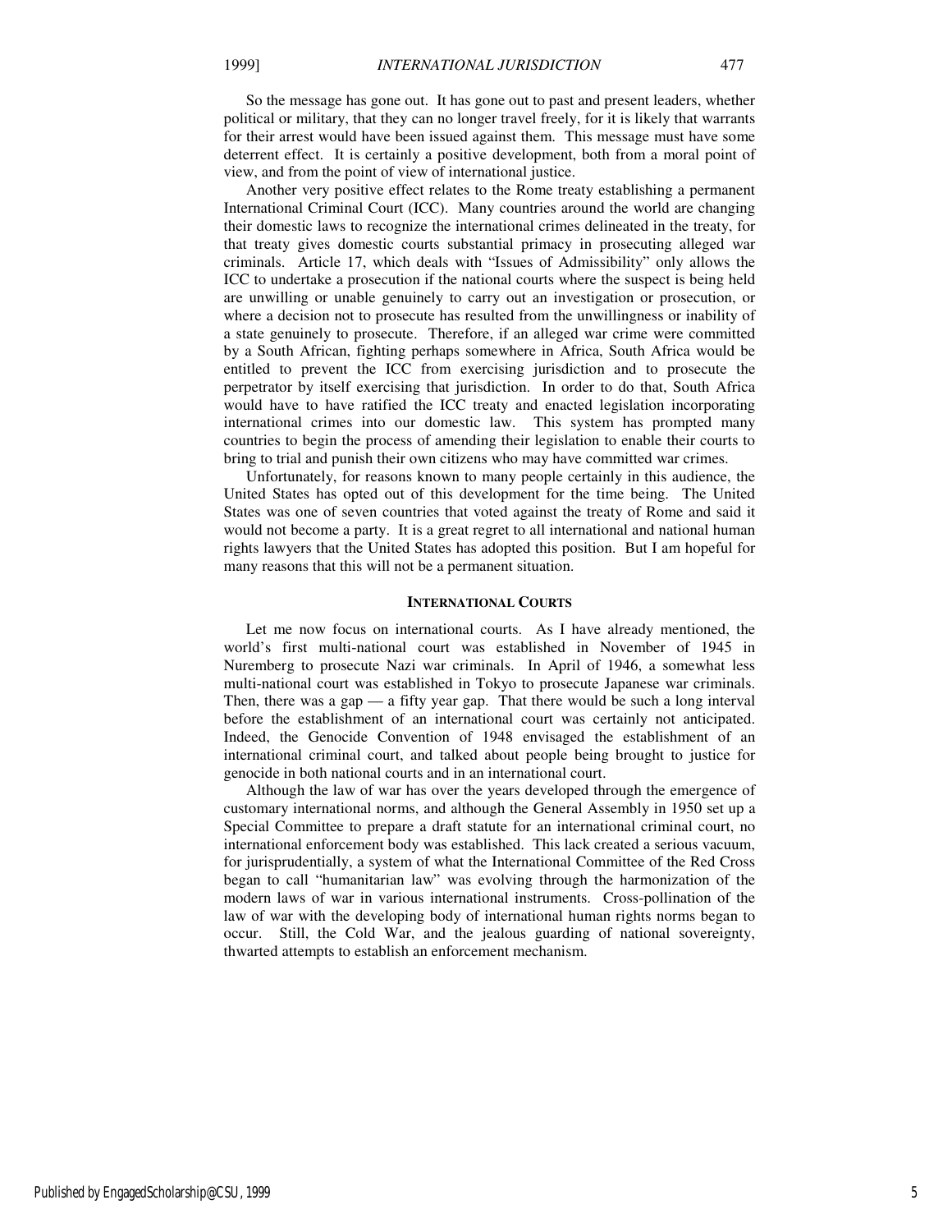So the message has gone out. It has gone out to past and present leaders, whether political or military, that they can no longer travel freely, for it is likely that warrants for their arrest would have been issued against them. This message must have some deterrent effect. It is certainly a positive development, both from a moral point of view, and from the point of view of international justice.

Another very positive effect relates to the Rome treaty establishing a permanent International Criminal Court (ICC). Many countries around the world are changing their domestic laws to recognize the international crimes delineated in the treaty, for that treaty gives domestic courts substantial primacy in prosecuting alleged war criminals. Article 17, which deals with "Issues of Admissibility" only allows the ICC to undertake a prosecution if the national courts where the suspect is being held are unwilling or unable genuinely to carry out an investigation or prosecution, or where a decision not to prosecute has resulted from the unwillingness or inability of a state genuinely to prosecute. Therefore, if an alleged war crime were committed by a South African, fighting perhaps somewhere in Africa, South Africa would be entitled to prevent the ICC from exercising jurisdiction and to prosecute the perpetrator by itself exercising that jurisdiction. In order to do that, South Africa would have to have ratified the ICC treaty and enacted legislation incorporating international crimes into our domestic law. This system has prompted many countries to begin the process of amending their legislation to enable their courts to bring to trial and punish their own citizens who may have committed war crimes.

Unfortunately, for reasons known to many people certainly in this audience, the United States has opted out of this development for the time being. The United States was one of seven countries that voted against the treaty of Rome and said it would not become a party. It is a great regret to all international and national human rights lawyers that the United States has adopted this position. But I am hopeful for many reasons that this will not be a permanent situation.

## INTERNATIONAL COURTS

Let me now focus on international courts. As I have already mentioned, the world's first multi-national court was established in November of 1945 in Nuremberg to prosecute Nazi war criminals. In April of 1946, a somewhat less multi-national court was established in Tokyo to prosecute Japanese war criminals. Then, there was a gap — a fifty year gap. That there would be such a long interval before the establishment of an international court was certainly not anticipated. Indeed, the Genocide Convention of 1948 envisaged the establishment of an international criminal court, and talked about people being brought to justice for genocide in both national courts and in an international court.

Although the law of war has over the years developed through the emergence of customary international norms, and although the General Assembly in 1950 set up a Special Committee to prepare a draft statute for an international criminal court, no international enforcement body was established. This lack created a serious vacuum, for jurisprudentially, a system of what the International Committee of the Red Cross began to call "humanitarian law" was evolving through the harmonization of the modern laws of war in various international instruments. Cross-pollination of the law of war with the developing body of international human rights norms began to occur. Still, the Cold War, and the jealous guarding of national sovereignty, thwarted attempts to establish an enforcement mechanism.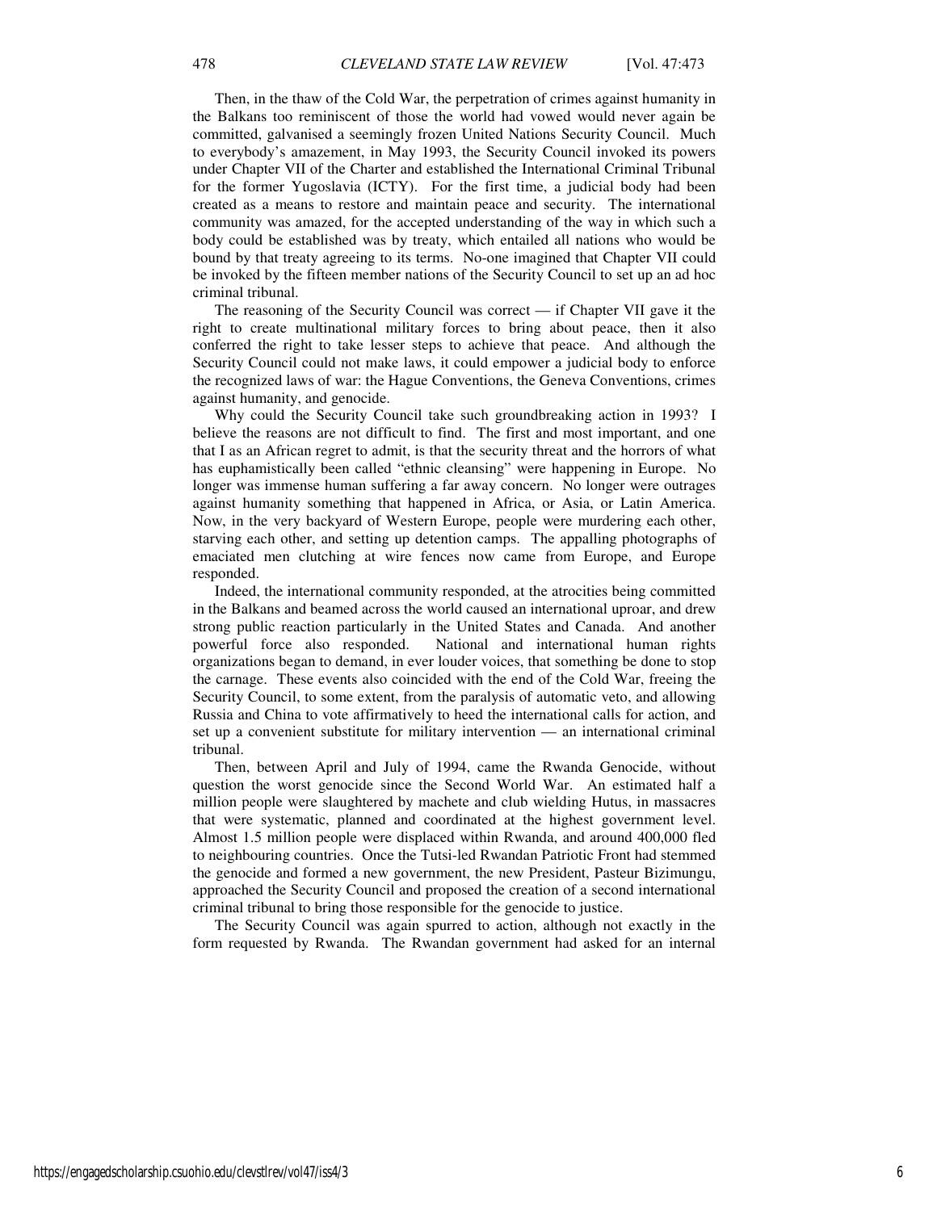Then, in the thaw of the Cold War, the perpetration of crimes against humanity in the Balkans too reminiscent of those the world had vowed would never again be committed, galvanised a seemingly frozen United Nations Security Council. Much to everybody's amazement, in May 1993, the Security Council invoked its powers under Chapter VII of the Charter and established the International Criminal Tribunal for the former Yugoslavia (ICTY). For the first time, a judicial body had been created as a means to restore and maintain peace and security. The international community was amazed, for the accepted understanding of the way in which such a body could be established was by treaty, which entailed all nations who would be bound by that treaty agreeing to its terms. No-one imagined that Chapter VII could be invoked by the fifteen member nations of the Security Council to set up an ad hoc criminal tribunal.

The reasoning of the Security Council was correct — if Chapter VII gave it the right to create multinational military forces to bring about peace, then it also conferred the right to take lesser steps to achieve that peace. And although the Security Council could not make laws, it could empower a judicial body to enforce the recognized laws of war: the Hague Conventions, the Geneva Conventions, crimes against humanity, and genocide.

Why could the Security Council take such groundbreaking action in 1993? I believe the reasons are not difficult to find. The first and most important, and one that I as an African regret to admit, is that the security threat and the horrors of what has euphamistically been called "ethnic cleansing" were happening in Europe. No longer was immense human suffering a far away concern. No longer were outrages against humanity something that happened in Africa, or Asia, or Latin America. Now, in the very backyard of Western Europe, people were murdering each other, starving each other, and setting up detention camps. The appalling photographs of emaciated men clutching at wire fences now came from Europe, and Europe responded.

Indeed, the international community responded, at the atrocities being committed in the Balkans and beamed across the world caused an international uproar, and drew strong public reaction particularly in the United States and Canada. And another powerful force also responded. National and international human rights organizations began to demand, in ever louder voices, that something be done to stop the carnage. These events also coincided with the end of the Cold War, freeing the Security Council, to some extent, from the paralysis of automatic veto, and allowing Russia and China to vote affirmatively to heed the international calls for action, and set up a convenient substitute for military intervention — an international criminal tribunal.

Then, between April and July of 1994, came the Rwanda Genocide, without question the worst genocide since the Second World War. An estimated half a million people were slaughtered by machete and club wielding Hutus, in massacres that were systematic, planned and coordinated at the highest government level. Almost 1.5 million people were displaced within Rwanda, and around 400,000 fled to neighbouring countries. Once the Tutsi-led Rwandan Patriotic Front had stemmed the genocide and formed a new government, the new President, Pasteur Bizimungu, approached the Security Council and proposed the creation of a second international criminal tribunal to bring those responsible for the genocide to justice.

The Security Council was again spurred to action, although not exactly in the form requested by Rwanda. The Rwandan government had asked for an internal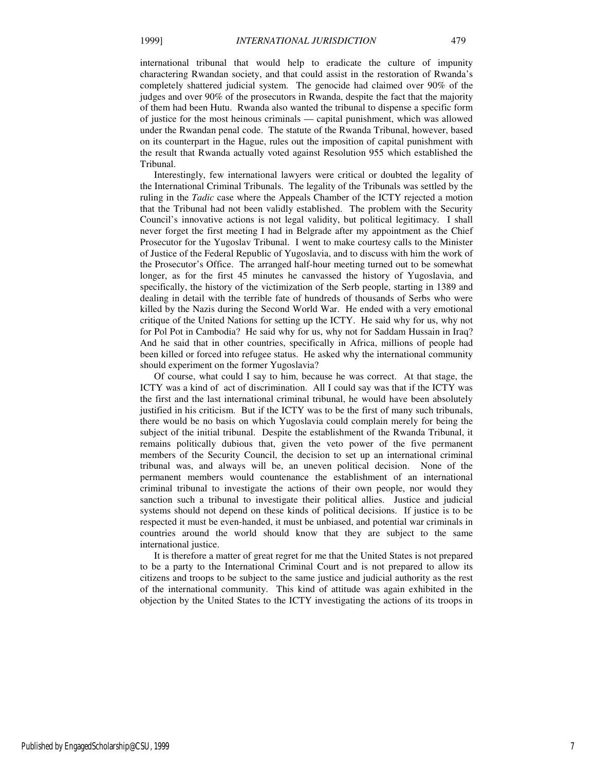international tribunal that would help to eradicate the culture of impunity charactering Rwandan society, and that could assist in the restoration of Rwanda's completely shattered judicial system. The genocide had claimed over 90% of the judges and over 90% of the prosecutors in Rwanda, despite the fact that the majority of them had been Hutu. Rwanda also wanted the tribunal to dispense a specific form of justice for the most heinous criminals — capital punishment, which was allowed under the Rwandan penal code. The statute of the Rwanda Tribunal, however, based on its counterpart in the Hague, rules out the imposition of capital punishment with the result that Rwanda actually voted against Resolution 955 which established the Tribunal.

Interestingly, few international lawyers were critical or doubted the legality of the International Criminal Tribunals. The legality of the Tribunals was settled by the ruling in the *Tadic* case where the Appeals Chamber of the ICTY rejected a motion that the Tribunal had not been validly established. The problem with the Security Council's innovative actions is not legal validity, but political legitimacy. I shall never forget the first meeting I had in Belgrade after my appointment as the Chief Prosecutor for the Yugoslav Tribunal. I went to make courtesy calls to the Minister of Justice of the Federal Republic of Yugoslavia, and to discuss with him the work of the Prosecutor's Office. The arranged half-hour meeting turned out to be somewhat longer, as for the first 45 minutes he canvassed the history of Yugoslavia, and specifically, the history of the victimization of the Serb people, starting in 1389 and dealing in detail with the terrible fate of hundreds of thousands of Serbs who were killed by the Nazis during the Second World War. He ended with a very emotional critique of the United Nations for setting up the ICTY. He said why for us, why not for Pol Pot in Cambodia? He said why for us, why not for Saddam Hussain in Iraq? And he said that in other countries, specifically in Africa, millions of people had been killed or forced into refugee status. He asked why the international community should experiment on the former Yugoslavia?

Of course, what could I say to him, because he was correct. At that stage, the ICTY was a kind of act of discrimination. All I could say was that if the ICTY was the first and the last international criminal tribunal, he would have been absolutely justified in his criticism. But if the ICTY was to be the first of many such tribunals, there would be no basis on which Yugoslavia could complain merely for being the subject of the initial tribunal. Despite the establishment of the Rwanda Tribunal, it remains politically dubious that, given the veto power of the five permanent members of the Security Council, the decision to set up an international criminal tribunal was, and always will be, an uneven political decision. None of the permanent members would countenance the establishment of an international criminal tribunal to investigate the actions of their own people, nor would they sanction such a tribunal to investigate their political allies. Justice and judicial systems should not depend on these kinds of political decisions. If justice is to be respected it must be even-handed, it must be unbiased, and potential war criminals in countries around the world should know that they are subject to the same international justice.

It is therefore a matter of great regret for me that the United States is not prepared to be a party to the International Criminal Court and is not prepared to allow its citizens and troops to be subject to the same justice and judicial authority as the rest of the international community. This kind of attitude was again exhibited in the objection by the United States to the ICTY investigating the actions of its troops in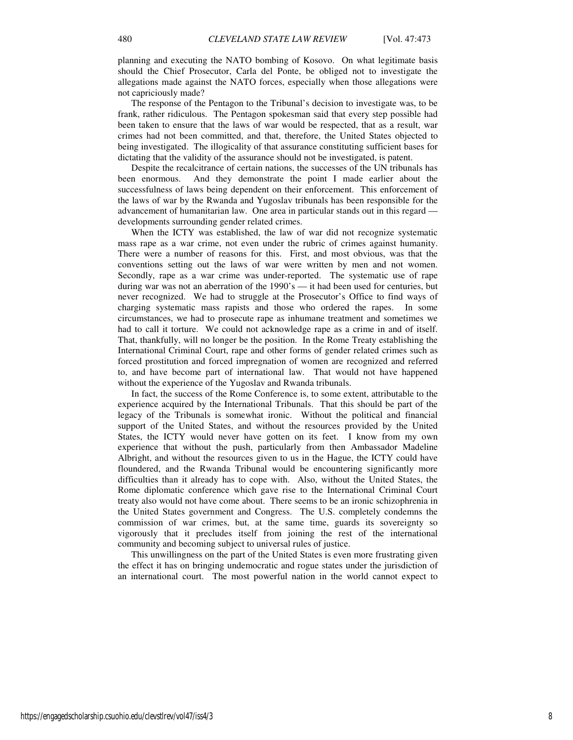planning and executing the NATO bombing of Kosovo. On what legitimate basis should the Chief Prosecutor, Carla del Ponte, be obliged not to investigate the allegations made against the NATO forces, especially when those allegations were not capriciously made?

The response of the Pentagon to the Tribunal's decision to investigate was, to be frank, rather ridiculous. The Pentagon spokesman said that every step possible had been taken to ensure that the laws of war would be respected, that as a result, war crimes had not been committed, and that, therefore, the United States objected to being investigated. The illogicality of that assurance constituting sufficient bases for dictating that the validity of the assurance should not be investigated, is patent.

Despite the recalcitrance of certain nations, the successes of the UN tribunals has been enormous. And they demonstrate the point I made earlier about the successfulness of laws being dependent on their enforcement. This enforcement of the laws of war by the Rwanda and Yugoslav tribunals has been responsible for the advancement of humanitarian law. One area in particular stands out in this regard — developments surrounding gender related crimes.

When the ICTY was established, the law of war did not recognize systematic mass rape as a war crime, not even under the rubric of crimes against humanity. There were a number of reasons for this. First, and most obvious, was that the conventions setting out the laws of war were written by men and not women. Secondly, rape as a war crime was under-reported. The systematic use of rape during war was not an aberration of the 1990's — it had been used for centuries, but never recognized. We had to struggle at the Prosecutor's Office to find ways of charging systematic mass rapists and those who ordered the rapes. In some circumstances, we had to prosecute rape as inhumane treatment and sometimes we had to call it torture. We could not acknowledge rape as a crime in and of itself. That, thankfully, will no longer be the position. In the Rome Treaty establishing the International Criminal Court, rape and other forms of gender related crimes such as forced prostitution and forced impregnation of women are recognized and referred to, and have become part of international law. That would not have happened without the experience of the Yugoslav and Rwanda tribunals.

In fact, the success of the Rome Conference is, to some extent, attributable to the experience acquired by the International Tribunals. That this should be part of the legacy of the Tribunals is somewhat ironic. Without the political and financial support of the United States, and without the resources provided by the United States, the ICTY would never have gotten on its feet. I know from my own experience that without the push, particularly from then Ambassador Madeline Albright, and without the resources given to us in the Hague, the ICTY could have floundered, and the Rwanda Tribunal would be encountering significantly more difficulties than it already has to cope with. Also, without the United States, the Rome diplomatic conference which gave rise to the International Criminal Court treaty also would not have come about. There seems to be an ironic schizophrenia in the United States government and Congress. The U.S. completely condemns the commission of war crimes, but, at the same time, guards its sovereignty so vigorously that it precludes itself from joining the rest of the international community and becoming subject to universal rules of justice.

This unwillingness on the part of the United States is even more frustrating given the effect it has on bringing undemocratic and rogue states under the jurisdiction of an international court. The most powerful nation in the world cannot expect to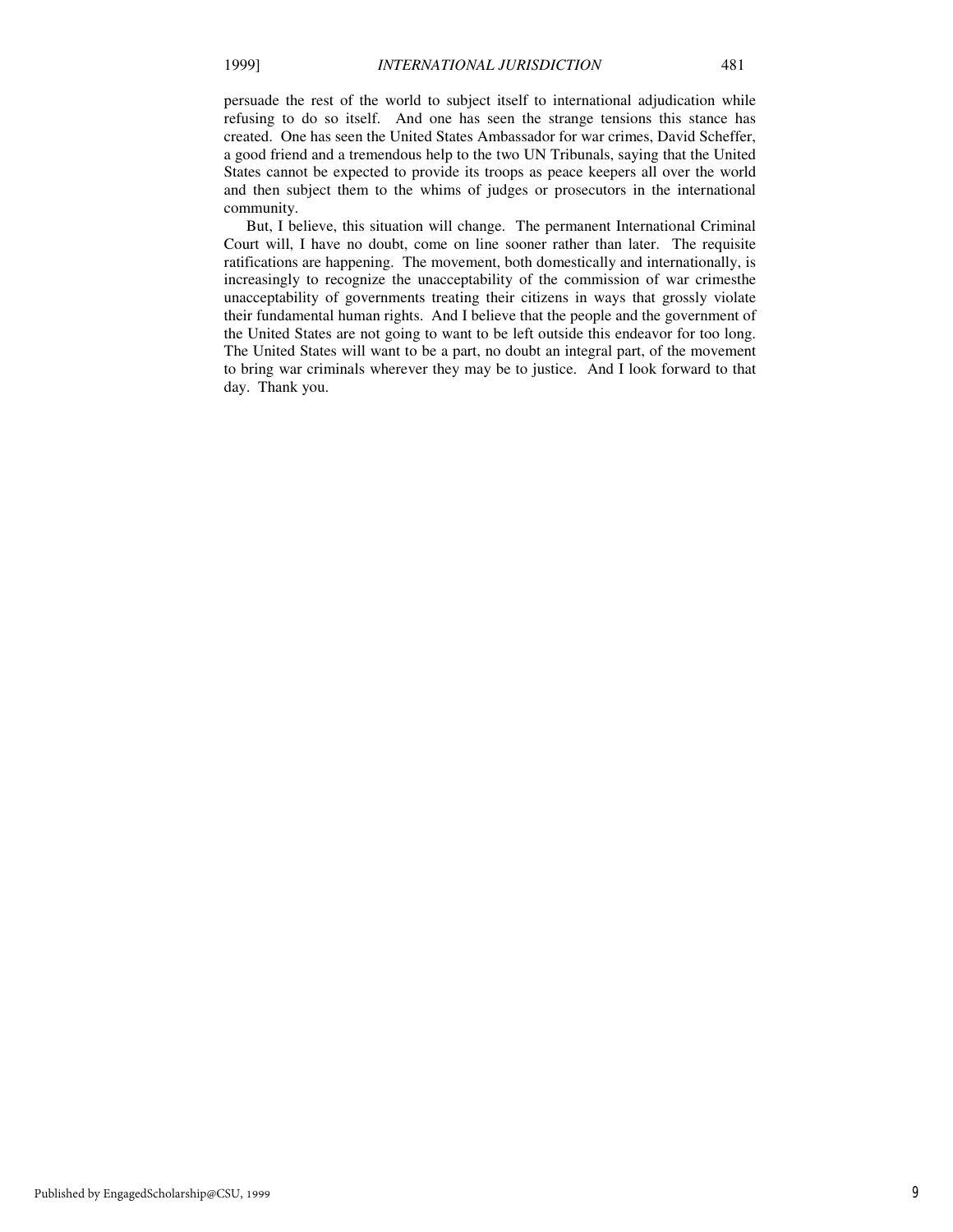persuade the rest of the world to subject itself to international adjudication while refusing to do so itself. And one has seen the strange tensions this stance has created. One has seen the United States Ambassador for war crimes, David Scheffer, a good friend and a tremendous help to the two UN Tribunals, saying that the United States cannot be expected to provide its troops as peace keepers all over the world and then subject them to the whims of judges or prosecutors in the international community.

But, I believe, this situation will change. The permanent International Criminal Court will, I have no doubt, come on line sooner rather than later. The requisite ratifications are happening. The movement, both domestically and internationally, is increasingly to recognize the unacceptability of the commission of war crimesthe unacceptability of governments treating their citizens in ways that grossly violate their fundamental human rights. And I believe that the people and the government of the United States are not going to want to be left outside this endeavor for too long. The United States will want to be a part, no doubt an integral part, of the movement to bring war criminals wherever they may be to justice. And I look forward to that day. Thank you.